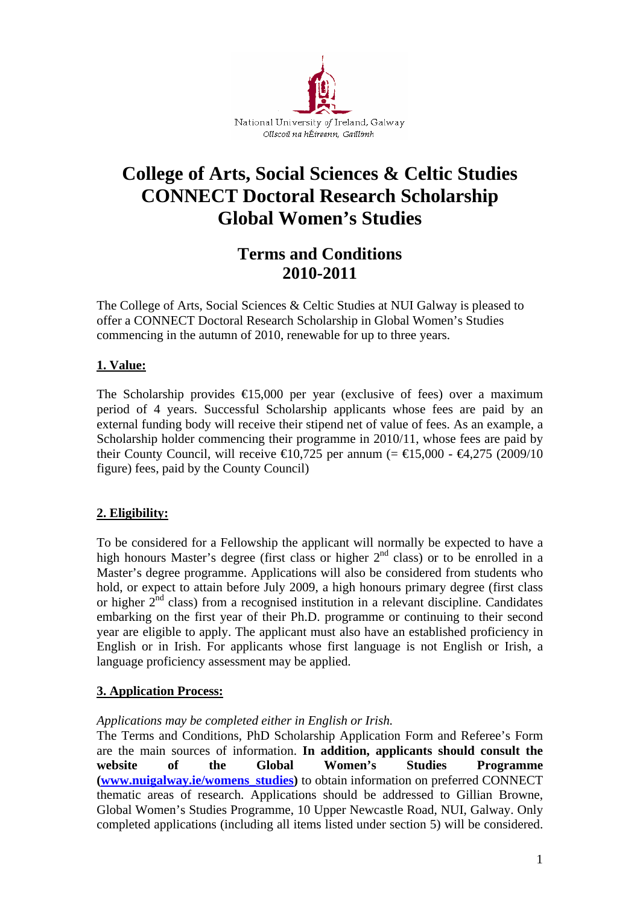National University of Ireland, Galway
Ollscoil na hÉireann, Gaillimh

# College of Arts, Social Sciences & Celtic Studies CONNECT Doctoral Research Scholarship Global Women's Studies

## Terms and Conditions 2010-2011

The College of Arts, Social Sciences & Celtic Studies at NUI Galway is pleased to offer a CONNECT Doctoral Research Scholarship in Global Women's Studies commencing in the autumn of 2010, renewable for up to three years.

### 1. Value:

The Scholarship provides €15,000 per year (exclusive of fees) over a maximum period of 4 years. Successful Scholarship applicants whose fees are paid by an external funding body will receive their stipend net of value of fees. As an example, a Scholarship holder commencing their programme in 2010/11, whose fees are paid by their County Council, will receive €10,725 per annum (= €15,000 - €4,275 (2009/10 figure) fees, paid by the County Council)

### 2. Eligibility:

To be considered for a Fellowship the applicant will normally be expected to have a high honours Master's degree (first class or higher 2nd class) or to be enrolled in a Master's degree programme. Applications will also be considered from students who hold, or expect to attain before July 2009, a high honours primary degree (first class or higher 2nd class) from a recognised institution in a relevant discipline. Candidates embarking on the first year of their Ph.D. programme or continuing to their second year are eligible to apply. The applicant must also have an established proficiency in English or in Irish. For applicants whose first language is not English or Irish, a language proficiency assessment may be applied.

### 3. Application Process:

*Applications may be completed either in English or Irish.*

The Terms and Conditions, PhD Scholarship Application Form and Referee's Form are the main sources of information. **In addition, applicants should consult the website of the Global Women's Studies Programme ([www.nuigalway.ie/womens_studies](http://www.nuigalway.ie/womens_studies))** to obtain information on preferred CONNECT thematic areas of research. Applications should be addressed to Gillian Browne, Global Women's Studies Programme, 10 Upper Newcastle Road, NUI, Galway. Only completed applications (including all items listed under section 5) will be considered.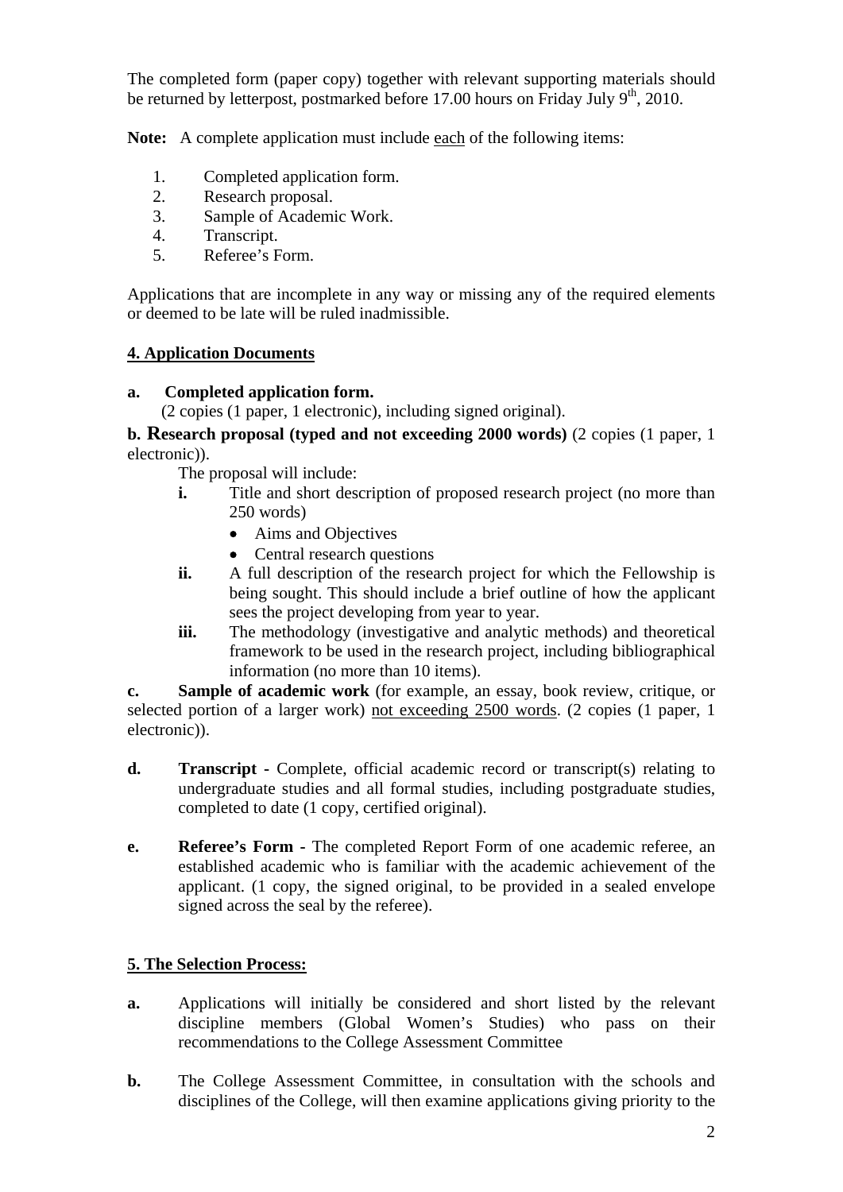The completed form (paper copy) together with relevant supporting materials should be returned by letterpost, postmarked before 17.00 hours on Friday July 9th, 2010.

**Note:** A complete application must include each of the following items:

1. Completed application form.
2. Research proposal.
3. Sample of Academic Work.
4. Transcript.
5. Referee's Form.

Applications that are incomplete in any way or missing any of the required elements or deemed to be late will be ruled inadmissible.

## 4. Application Documents

**a. Completed application form.**
(2 copies (1 paper, 1 electronic), including signed original).

**b. Research proposal (typed and not exceeding 2000 words)** (2 copies (1 paper, 1 electronic)).

The proposal will include:

- **i.** Title and short description of proposed research project (no more than 250 words)
  - Aims and Objectives
  - Central research questions
- **ii.** A full description of the research project for which the Fellowship is being sought. This should include a brief outline of how the applicant sees the project developing from year to year.
- **iii.** The methodology (investigative and analytic methods) and theoretical framework to be used in the research project, including bibliographical information (no more than 10 items).

**c. Sample of academic work** (for example, an essay, book review, critique, or selected portion of a larger work) not exceeding 2500 words. (2 copies (1 paper, 1 electronic)).

**d. Transcript -** Complete, official academic record or transcript(s) relating to undergraduate studies and all formal studies, including postgraduate studies, completed to date (1 copy, certified original).

**e. Referee's Form -** The completed Report Form of one academic referee, an established academic who is familiar with the academic achievement of the applicant. (1 copy, the signed original, to be provided in a sealed envelope signed across the seal by the referee).

## 5. The Selection Process:

**a.** Applications will initially be considered and short listed by the relevant discipline members (Global Women's Studies) who pass on their recommendations to the College Assessment Committee

**b.** The College Assessment Committee, in consultation with the schools and disciplines of the College, will then examine applications giving priority to the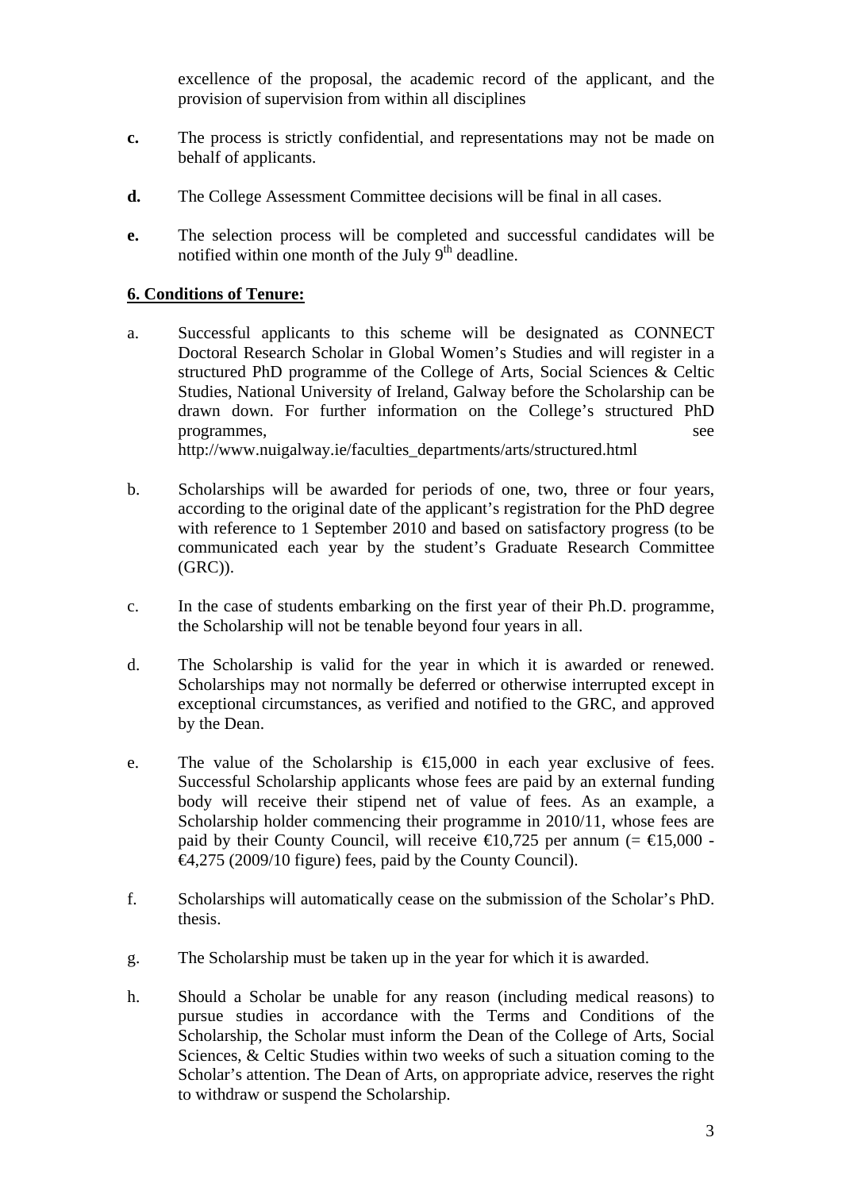excellence of the proposal, the academic record of the applicant, and the provision of supervision from within all disciplines

**c.** The process is strictly confidential, and representations may not be made on behalf of applicants.

**d.** The College Assessment Committee decisions will be final in all cases.

**e.** The selection process will be completed and successful candidates will be notified within one month of the July 9th deadline.

## 6. Conditions of Tenure:

a. Successful applicants to this scheme will be designated as CONNECT Doctoral Research Scholar in Global Women's Studies and will register in a structured PhD programme of the College of Arts, Social Sciences & Celtic Studies, National University of Ireland, Galway before the Scholarship can be drawn down. For further information on the College's structured PhD programmes, see http://www.nuigalway.ie/faculties_departments/arts/structured.html

b. Scholarships will be awarded for periods of one, two, three or four years, according to the original date of the applicant's registration for the PhD degree with reference to 1 September 2010 and based on satisfactory progress (to be communicated each year by the student's Graduate Research Committee (GRC)).

c. In the case of students embarking on the first year of their Ph.D. programme, the Scholarship will not be tenable beyond four years in all.

d. The Scholarship is valid for the year in which it is awarded or renewed. Scholarships may not normally be deferred or otherwise interrupted except in exceptional circumstances, as verified and notified to the GRC, and approved by the Dean.

e. The value of the Scholarship is €15,000 in each year exclusive of fees. Successful Scholarship applicants whose fees are paid by an external funding body will receive their stipend net of value of fees. As an example, a Scholarship holder commencing their programme in 2010/11, whose fees are paid by their County Council, will receive €10,725 per annum (= €15,000 - €4,275 (2009/10 figure) fees, paid by the County Council).

f. Scholarships will automatically cease on the submission of the Scholar's PhD. thesis.

g. The Scholarship must be taken up in the year for which it is awarded.

h. Should a Scholar be unable for any reason (including medical reasons) to pursue studies in accordance with the Terms and Conditions of the Scholarship, the Scholar must inform the Dean of the College of Arts, Social Sciences, & Celtic Studies within two weeks of such a situation coming to the Scholar's attention. The Dean of Arts, on appropriate advice, reserves the right to withdraw or suspend the Scholarship.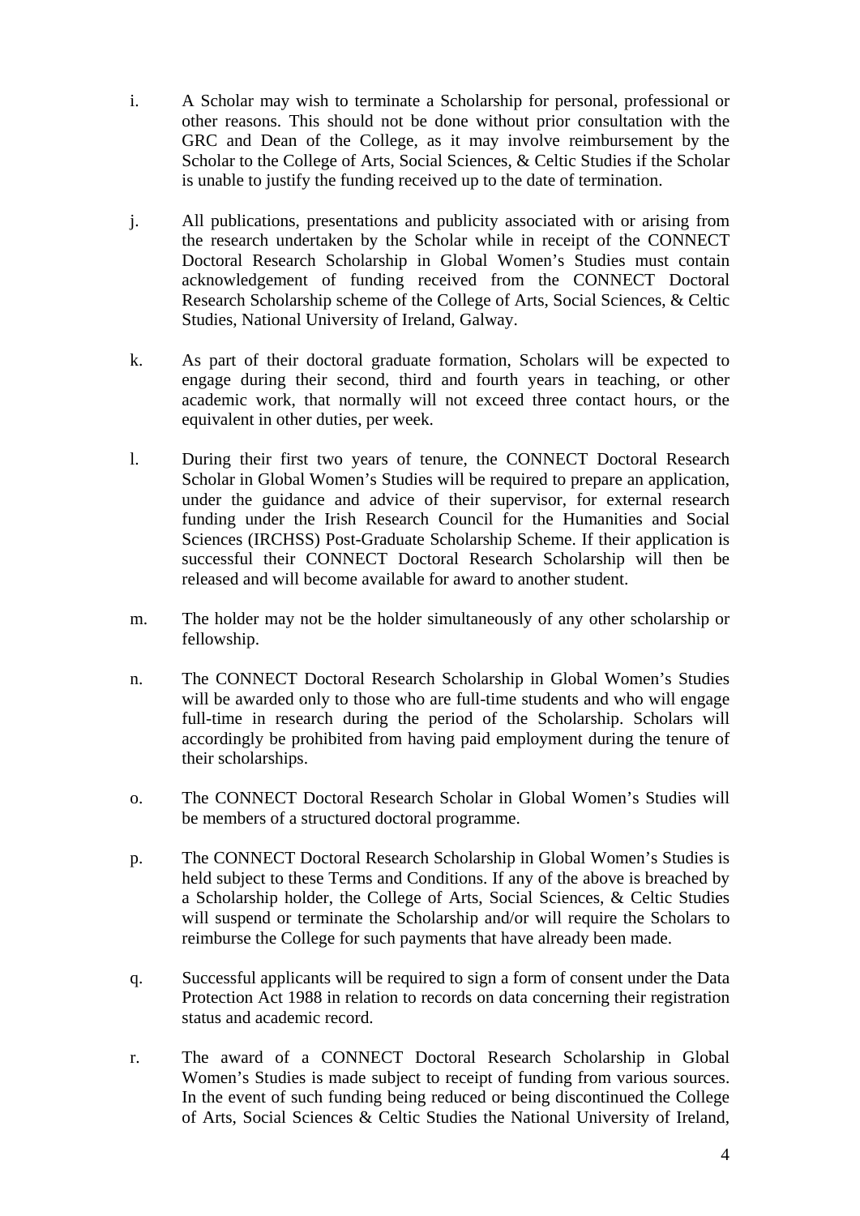i. A Scholar may wish to terminate a Scholarship for personal, professional or other reasons. This should not be done without prior consultation with the GRC and Dean of the College, as it may involve reimbursement by the Scholar to the College of Arts, Social Sciences, & Celtic Studies if the Scholar is unable to justify the funding received up to the date of termination.

j. All publications, presentations and publicity associated with or arising from the research undertaken by the Scholar while in receipt of the CONNECT Doctoral Research Scholarship in Global Women's Studies must contain acknowledgement of funding received from the CONNECT Doctoral Research Scholarship scheme of the College of Arts, Social Sciences, & Celtic Studies, National University of Ireland, Galway.

k. As part of their doctoral graduate formation, Scholars will be expected to engage during their second, third and fourth years in teaching, or other academic work, that normally will not exceed three contact hours, or the equivalent in other duties, per week.

l. During their first two years of tenure, the CONNECT Doctoral Research Scholar in Global Women's Studies will be required to prepare an application, under the guidance and advice of their supervisor, for external research funding under the Irish Research Council for the Humanities and Social Sciences (IRCHSS) Post-Graduate Scholarship Scheme. If their application is successful their CONNECT Doctoral Research Scholarship will then be released and will become available for award to another student.

m. The holder may not be the holder simultaneously of any other scholarship or fellowship.

n. The CONNECT Doctoral Research Scholarship in Global Women's Studies will be awarded only to those who are full-time students and who will engage full-time in research during the period of the Scholarship. Scholars will accordingly be prohibited from having paid employment during the tenure of their scholarships.

o. The CONNECT Doctoral Research Scholar in Global Women's Studies will be members of a structured doctoral programme.

p. The CONNECT Doctoral Research Scholarship in Global Women's Studies is held subject to these Terms and Conditions. If any of the above is breached by a Scholarship holder, the College of Arts, Social Sciences, & Celtic Studies will suspend or terminate the Scholarship and/or will require the Scholars to reimburse the College for such payments that have already been made.

q. Successful applicants will be required to sign a form of consent under the Data Protection Act 1988 in relation to records on data concerning their registration status and academic record.

r. The award of a CONNECT Doctoral Research Scholarship in Global Women's Studies is made subject to receipt of funding from various sources. In the event of such funding being reduced or being discontinued the College of Arts, Social Sciences & Celtic Studies the National University of Ireland,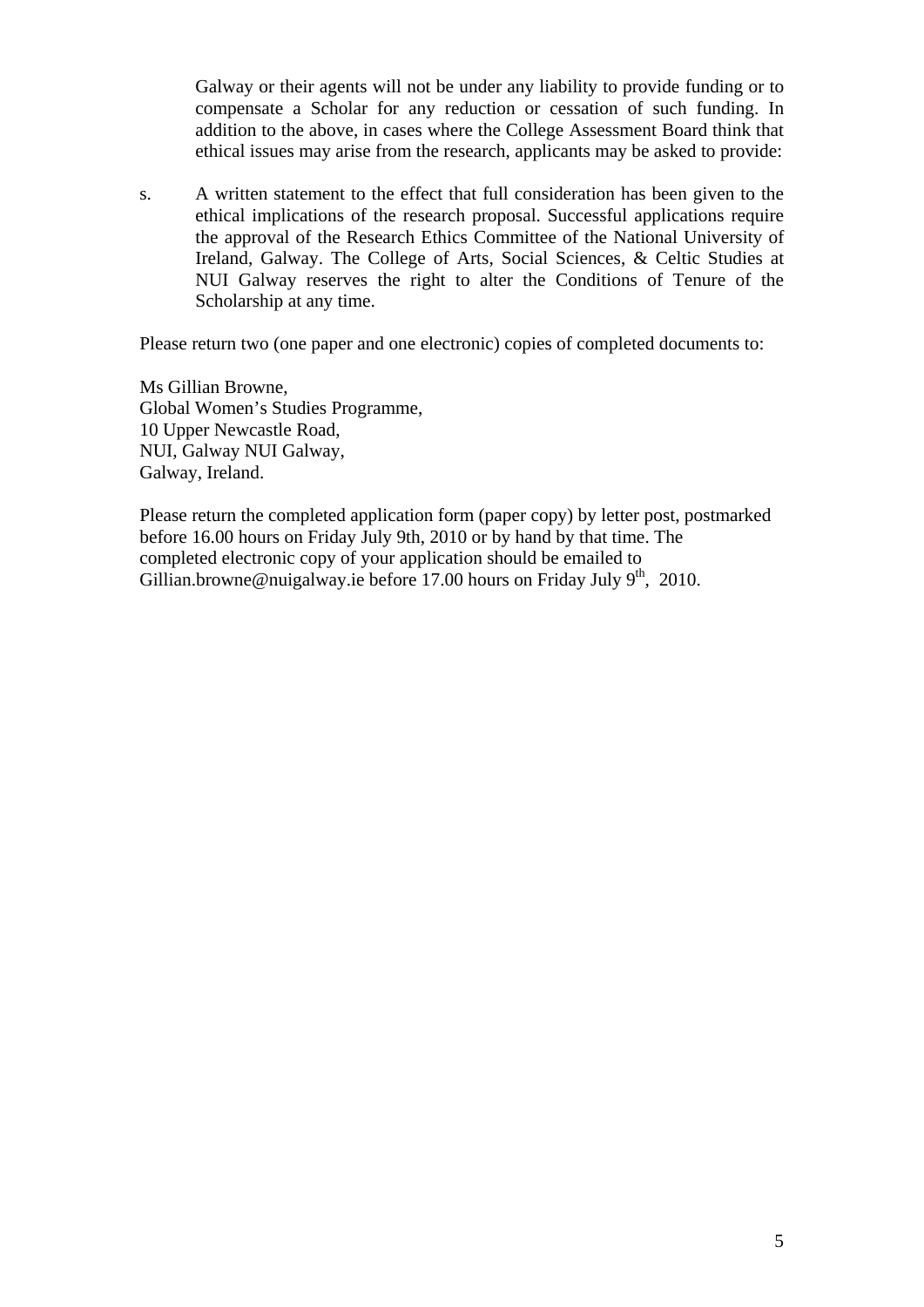Galway or their agents will not be under any liability to provide funding or to compensate a Scholar for any reduction or cessation of such funding. In addition to the above, in cases where the College Assessment Board think that ethical issues may arise from the research, applicants may be asked to provide:

s. A written statement to the effect that full consideration has been given to the ethical implications of the research proposal. Successful applications require the approval of the Research Ethics Committee of the National University of Ireland, Galway. The College of Arts, Social Sciences, & Celtic Studies at NUI Galway reserves the right to alter the Conditions of Tenure of the Scholarship at any time.

Please return two (one paper and one electronic) copies of completed documents to:

Ms Gillian Browne,  
Global Women's Studies Programme,  
10 Upper Newcastle Road,  
NUI, Galway NUI Galway,  
Galway, Ireland.

Please return the completed application form (paper copy) by letter post, postmarked before 16.00 hours on Friday July 9th, 2010 or by hand by that time. The completed electronic copy of your application should be emailed to Gillian.browne@nuigalway.ie before 17.00 hours on Friday July 9th, 2010.